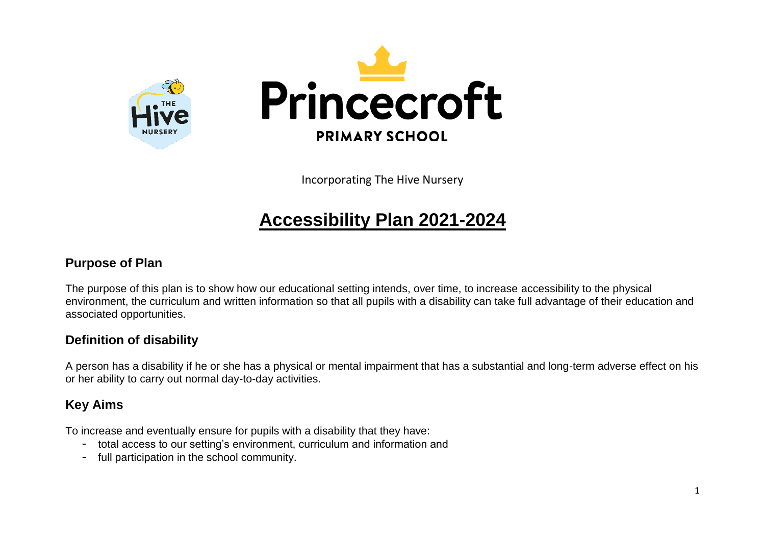Princecroft

PRIMARY SCHOOL

Incorporating The Hive Nursery

# Accessibility Plan 2021-2024

## Purpose of Plan

The purpose of this plan is to show how our educational setting intends, over time, to increase accessibility to the physical environment, the curriculum and written information so that all pupils with a disability can take full advantage of their education and associated opportunities.

## Definition of disability

A person has a disability if he or she has a physical or mental impairment that has a substantial and long-term adverse effect on his or her ability to carry out normal day-to-day activities.

## Key Aims

To increase and eventually ensure for pupils with a disability that they have:

- total access to our setting's environment, curriculum and information and
- full participation in the school community.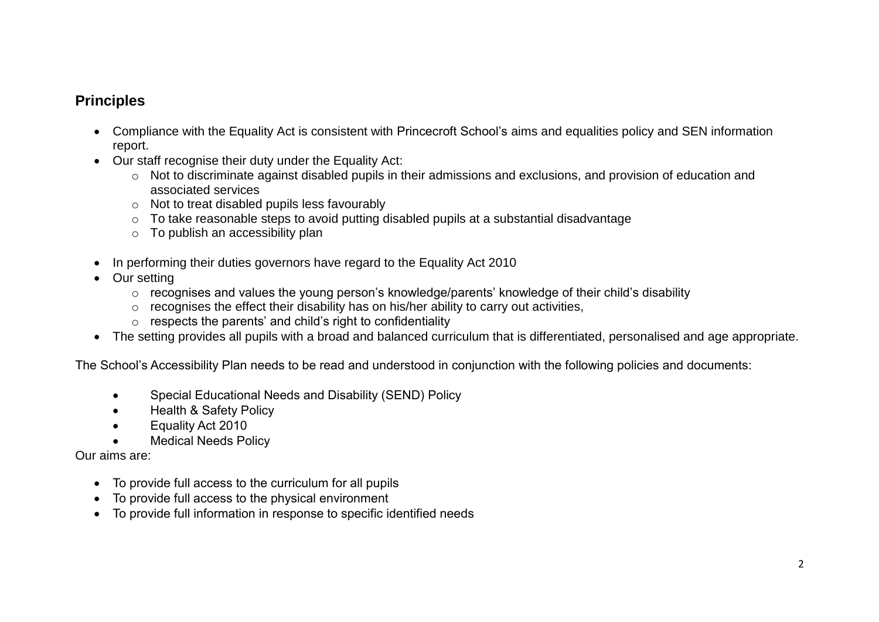## Principles

- Compliance with the Equality Act is consistent with Princecroft School's aims and equalities policy and SEN information report.
- Our staff recognise their duty under the Equality Act:
  - Not to discriminate against disabled pupils in their admissions and exclusions, and provision of education and associated services
  - Not to treat disabled pupils less favourably
  - To take reasonable steps to avoid putting disabled pupils at a substantial disadvantage
  - To publish an accessibility plan
- In performing their duties governors have regard to the Equality Act 2010
- Our setting
  - recognises and values the young person's knowledge/parents' knowledge of their child's disability
  - recognises the effect their disability has on his/her ability to carry out activities,
  - respects the parents' and child's right to confidentiality
- The setting provides all pupils with a broad and balanced curriculum that is differentiated, personalised and age appropriate.

The School's Accessibility Plan needs to be read and understood in conjunction with the following policies and documents:

- Special Educational Needs and Disability (SEND) Policy
- Health & Safety Policy
- Equality Act 2010
- Medical Needs Policy

Our aims are:

- To provide full access to the curriculum for all pupils
- To provide full access to the physical environment
- To provide full information in response to specific identified needs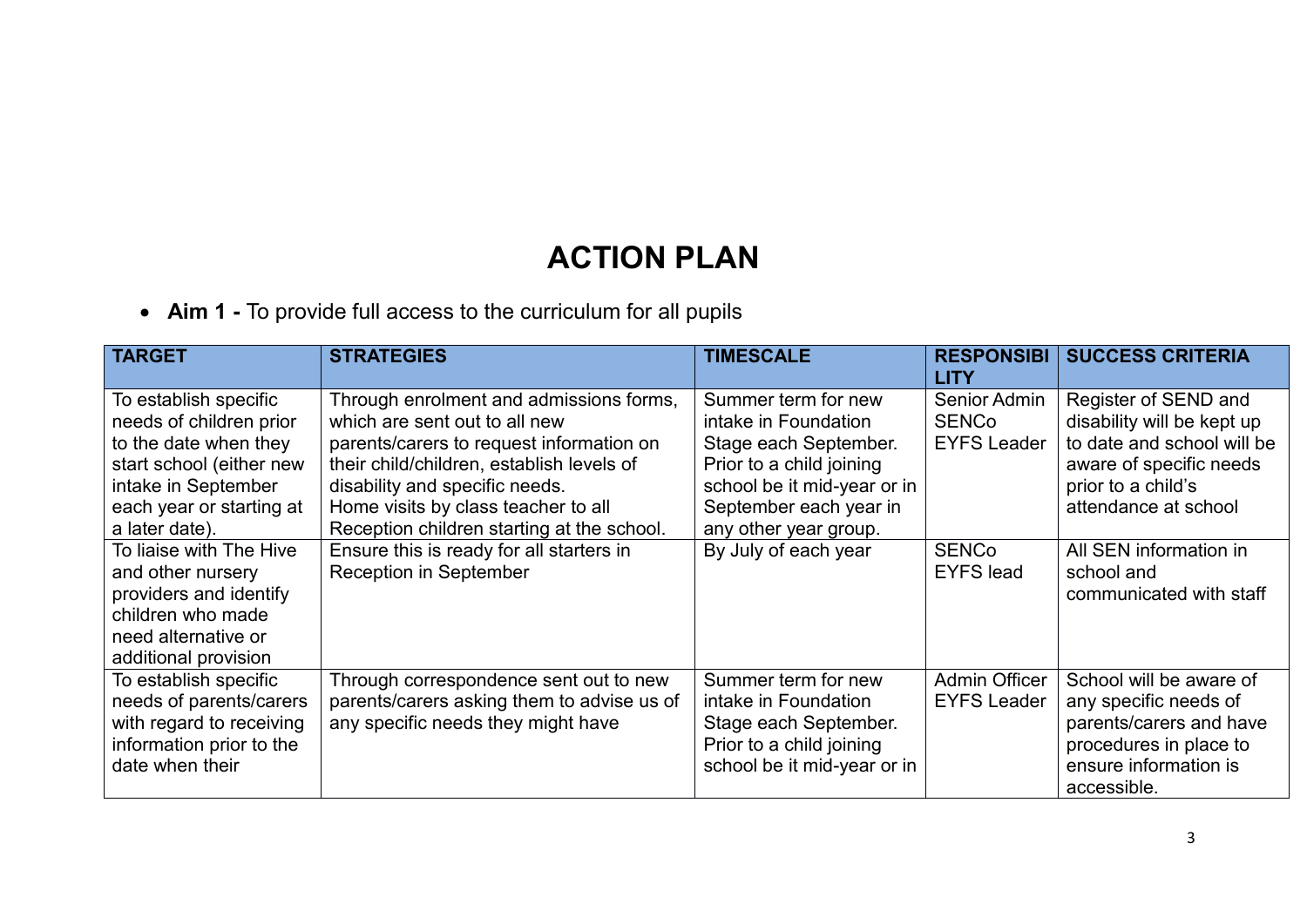# ACTION PLAN

- **Aim 1 -** To provide full access to the curriculum for all pupils

| TARGET | STRATEGIES | TIMESCALE | RESPONSIBILITY | SUCCESS CRITERIA |
|---|---|---|---|---|
| To establish specific needs of children prior to the date when they start school (either new intake in September each year or starting at a later date). | Through enrolment and admissions forms, which are sent out to all new parents/carers to request information on their child/children, establish levels of disability and specific needs. Home visits by class teacher to all Reception children starting at the school. | Summer term for new intake in Foundation Stage each September. Prior to a child joining school be it mid-year or in September each year in any other year group. | Senior Admin SENCo EYFS Leader | Register of SEND and disability will be kept up to date and school will be aware of specific needs prior to a child's attendance at school |
| To liaise with The Hive and other nursery providers and identify children who made need alternative or additional provision | Ensure this is ready for all starters in Reception in September | By July of each year | SENCo EYFS lead | All SEN information in school and communicated with staff |
| To establish specific needs of parents/carers with regard to receiving information prior to the date when their | Through correspondence sent out to new parents/carers asking them to advise us of any specific needs they might have | Summer term for new intake in Foundation Stage each September. Prior to a child joining school be it mid-year or in | Admin Officer EYFS Leader | School will be aware of any specific needs of parents/carers and have procedures in place to ensure information is accessible. |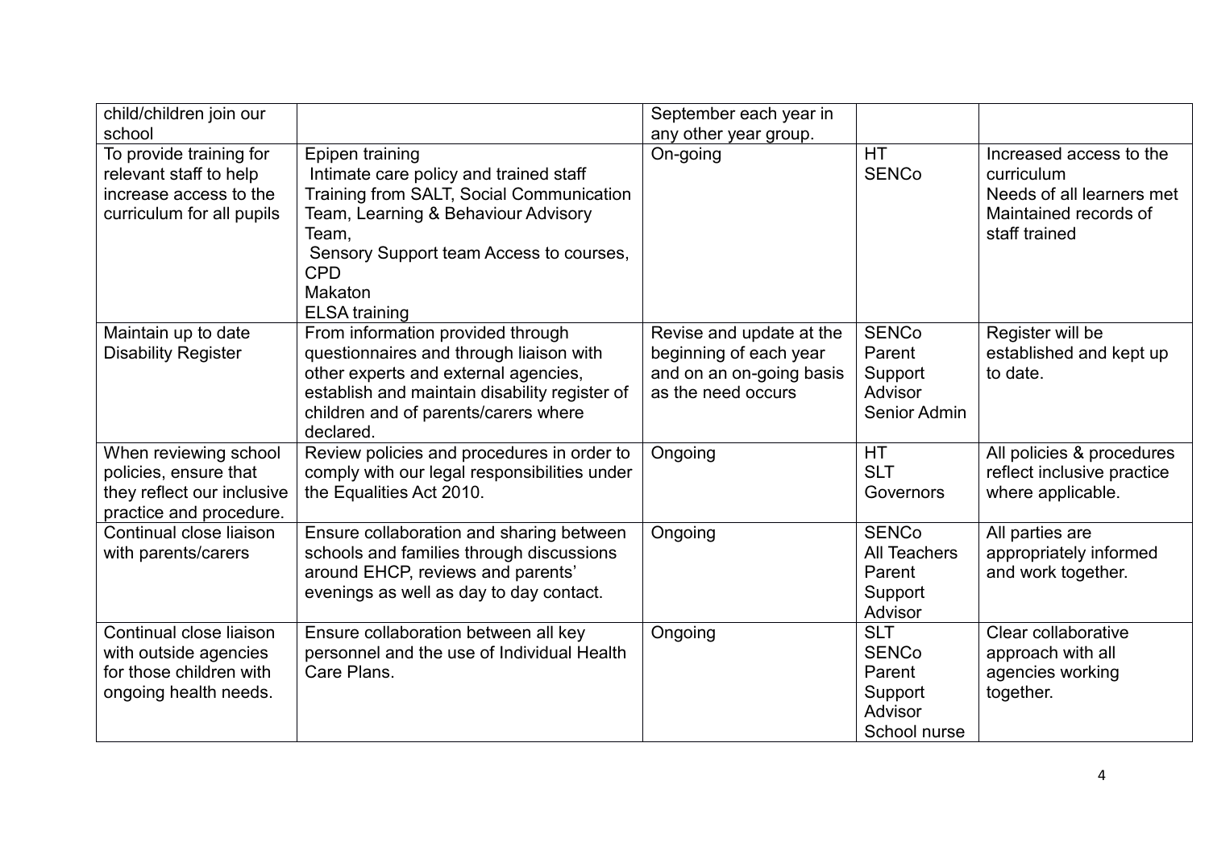| | | | | |
|---|---|---|---|---|
| child/children join our school | | September each year in any other year group. | | |
| To provide training for relevant staff to help increase access to the curriculum for all pupils | Epipen training<br>Intimate care policy and trained staff<br>Training from SALT, Social Communication Team, Learning & Behaviour Advisory Team,<br>Sensory Support team Access to courses, CPD<br>Makaton<br>ELSA training | On-going | HT<br>SENCo | Increased access to the curriculum<br>Needs of all learners met<br>Maintained records of staff trained |
| Maintain up to date Disability Register | From information provided through questionnaires and through liaison with other experts and external agencies, establish and maintain disability register of children and of parents/carers where declared. | Revise and update at the beginning of each year and on an on-going basis as the need occurs | SENCo<br>Parent Support Advisor<br>Senior Admin | Register will be established and kept up to date. |
| When reviewing school policies, ensure that they reflect our inclusive practice and procedure. | Review policies and procedures in order to comply with our legal responsibilities under the Equalities Act 2010. | Ongoing | HT<br>SLT<br>Governors | All policies & procedures reflect inclusive practice where applicable. |
| Continual close liaison with parents/carers | Ensure collaboration and sharing between schools and families through discussions around EHCP, reviews and parents' evenings as well as day to day contact. | Ongoing | SENCo<br>All Teachers<br>Parent Support Advisor | All parties are appropriately informed and work together. |
| Continual close liaison with outside agencies for those children with ongoing health needs. | Ensure collaboration between all key personnel and the use of Individual Health Care Plans. | Ongoing | SLT<br>SENCo<br>Parent Support Advisor<br>School nurse | Clear collaborative approach with all agencies working together. |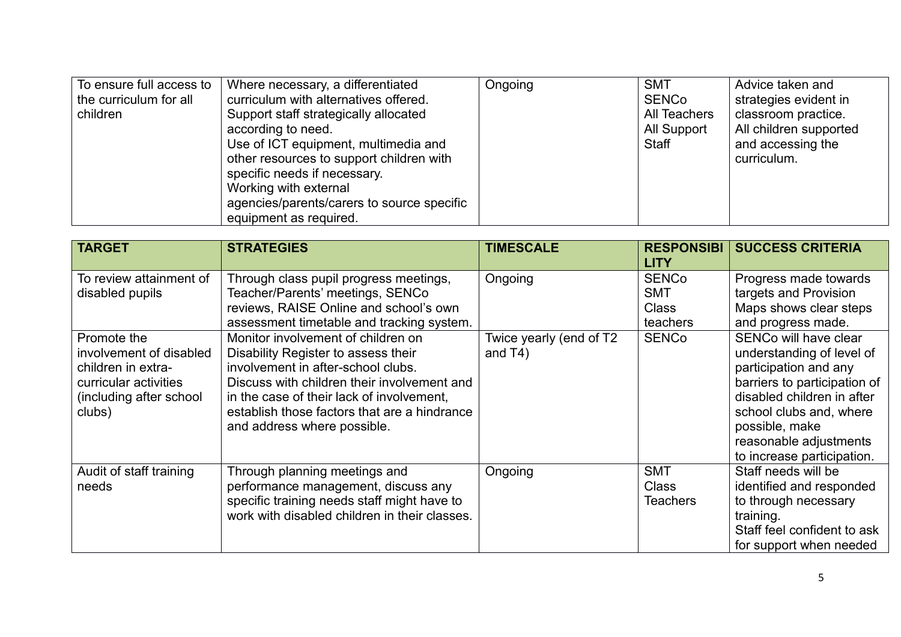| | | | | |
|---|---|---|---|---|
| To ensure full access to the curriculum for all children | Where necessary, a differentiated curriculum with alternatives offered.<br>Support staff strategically allocated according to need.<br>Use of ICT equipment, multimedia and other resources to support children with specific needs if necessary.<br>Working with external agencies/parents/carers to source specific equipment as required. | Ongoing | SMT<br>SENCo<br>All Teachers<br>All Support Staff | Advice taken and strategies evident in classroom practice.<br>All children supported and accessing the curriculum. |

| TARGET | STRATEGIES | TIMESCALE | RESPONSIBILITY | SUCCESS CRITERIA |
|---|---|---|---|---|
| To review attainment of disabled pupils | Through class pupil progress meetings, Teacher/Parents' meetings, SENCo reviews, RAISE Online and school's own assessment timetable and tracking system. | Ongoing | SENCo<br>SMT<br>Class teachers | Progress made towards targets and Provision Maps shows clear steps and progress made. |
| Promote the involvement of disabled children in extra-curricular activities (including after school clubs) | Monitor involvement of children on Disability Register to assess their involvement in after-school clubs.<br>Discuss with children their involvement and in the case of their lack of involvement, establish those factors that are a hindrance and address where possible. | Twice yearly (end of T2 and T4) | SENCo | SENCo will have clear understanding of level of participation and any barriers to participation of disabled children in after school clubs and, where possible, make reasonable adjustments to increase participation. |
| Audit of staff training needs | Through planning meetings and performance management, discuss any specific training needs staff might have to work with disabled children in their classes. | Ongoing | SMT<br>Class Teachers | Staff needs will be identified and responded to through necessary training.<br>Staff feel confident to ask for support when needed |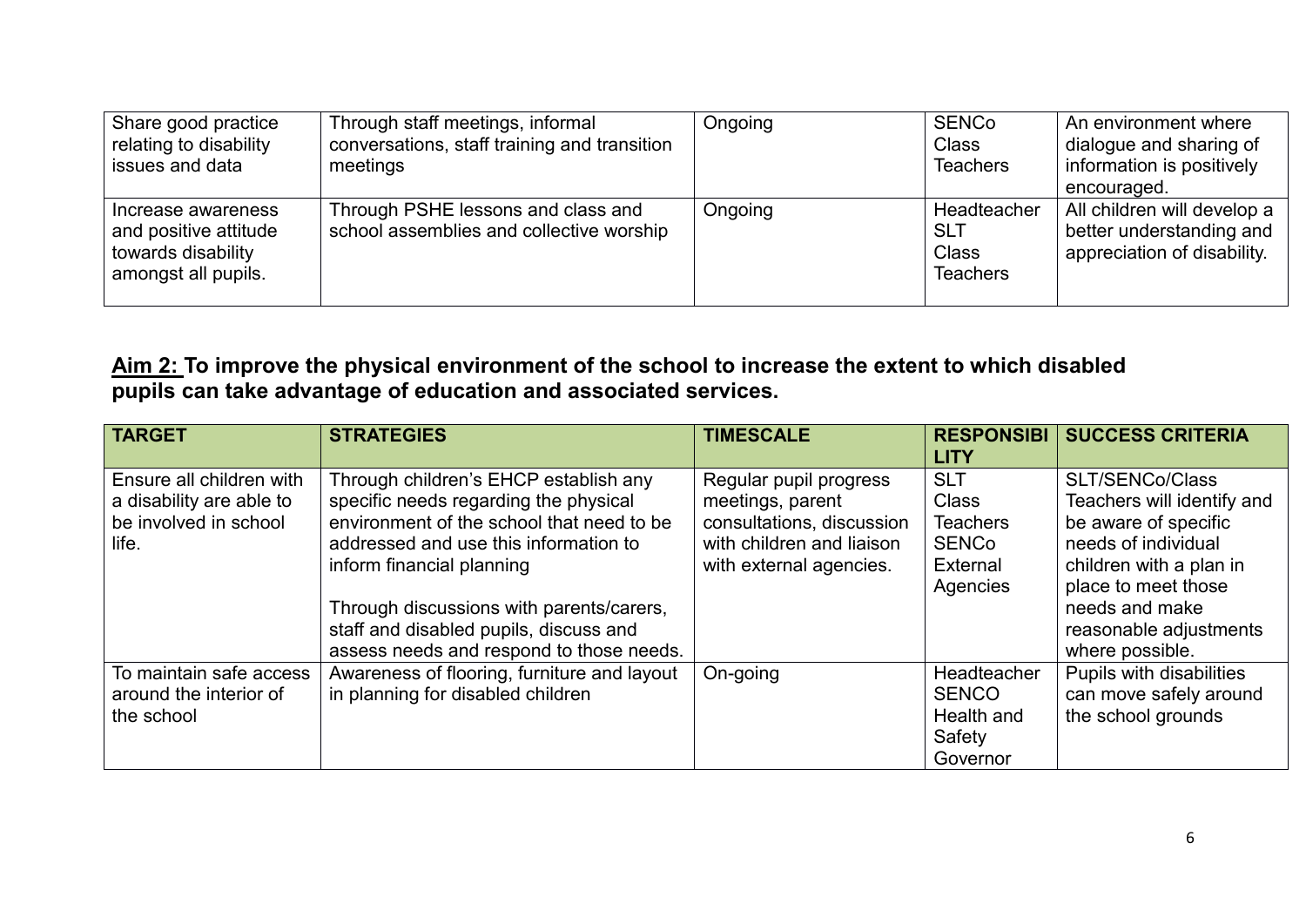| | | | | |
|---|---|---|---|---|
| Share good practice relating to disability issues and data | Through staff meetings, informal conversations, staff training and transition meetings | Ongoing | SENCo<br>Class Teachers | An environment where dialogue and sharing of information is positively encouraged. |
| Increase awareness and positive attitude towards disability amongst all pupils. | Through PSHE lessons and class and school assemblies and collective worship | Ongoing | Headteacher<br>SLT<br>Class Teachers | All children will develop a better understanding and appreciation of disability. |

**<u>Aim 2:</u> To improve the physical environment of the school to increase the extent to which disabled pupils can take advantage of education and associated services.**

| TARGET | STRATEGIES | TIMESCALE | RESPONSIBILITY | SUCCESS CRITERIA |
|---|---|---|---|---|
| Ensure all children with a disability are able to be involved in school life. | Through children's EHCP establish any specific needs regarding the physical environment of the school that need to be addressed and use this information to inform financial planning<br><br>Through discussions with parents/carers, staff and disabled pupils, discuss and assess needs and respond to those needs. | Regular pupil progress meetings, parent consultations, discussion with children and liaison with external agencies. | SLT<br>Class Teachers<br>SENCo<br>External Agencies | SLT/SENCo/Class Teachers will identify and be aware of specific needs of individual children with a plan in place to meet those needs and make reasonable adjustments where possible. |
| To maintain safe access around the interior of the school | Awareness of flooring, furniture and layout in planning for disabled children | On-going | Headteacher<br>SENCO<br>Health and Safety Governor | Pupils with disabilities can move safely around the school grounds |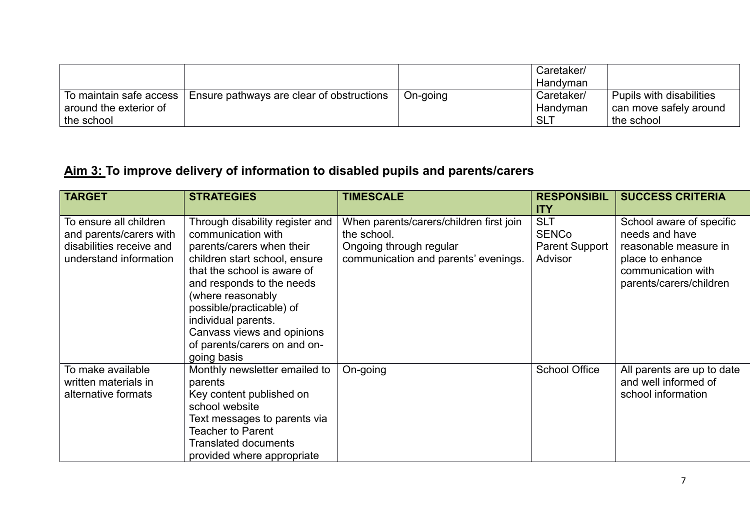| | | | Caretaker/ Handyman | |
|---|---|---|---|---|
| To maintain safe access around the exterior of the school | Ensure pathways are clear of obstructions | On-going | Caretaker/ Handyman SLT | Pupils with disabilities can move safely around the school |

## Aim 3: To improve delivery of information to disabled pupils and parents/carers

| TARGET | STRATEGIES | TIMESCALE | RESPONSIBILITY | SUCCESS CRITERIA |
|---|---|---|---|---|
| To ensure all children and parents/carers with disabilities receive and understand information | Through disability register and communication with parents/carers when their children start school, ensure that the school is aware of and responds to the needs (where reasonably possible/practicable) of individual parents. Canvass views and opinions of parents/carers on and on-going basis | When parents/carers/children first join the school. Ongoing through regular communication and parents' evenings. | SLT SENCo Parent Support Advisor | School aware of specific needs and have reasonable measure in place to enhance communication with parents/carers/children |
| To make available written materials in alternative formats | Monthly newsletter emailed to parents Key content published on school website Text messages to parents via Teacher to Parent Translated documents provided where appropriate | On-going | School Office | All parents are up to date and well informed of school information |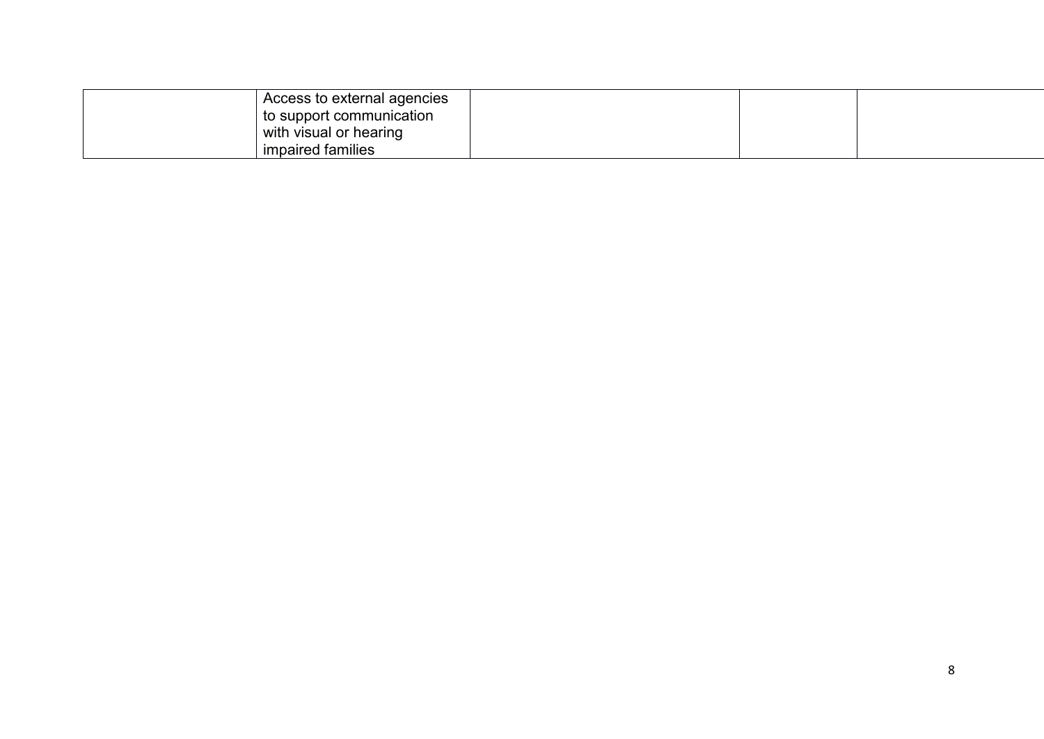| | | | | |
|---|---|---|---|---|
| | Access to external agencies to support communication with visual or hearing impaired families | | | |